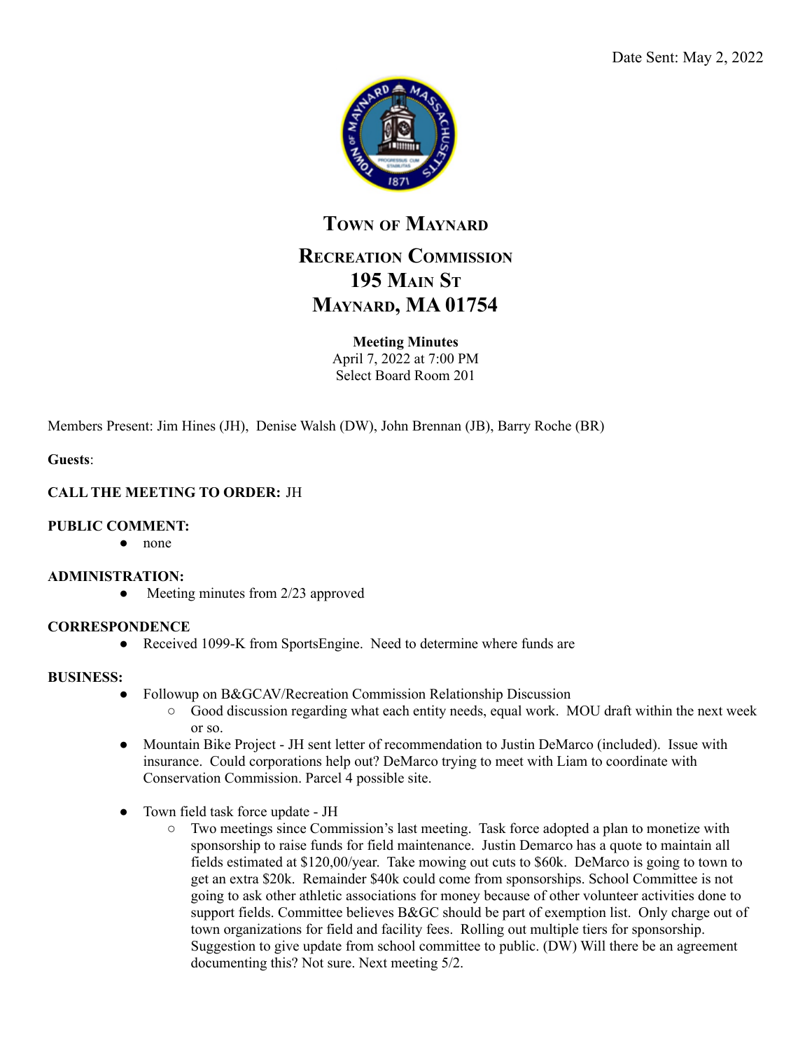Date Sent: May 2, 2022

# Town of Maynard

## Recreation Commission
## 195 Main St
## Maynard, MA 01754

**Meeting Minutes**
April 7, 2022 at 7:00 PM
Select Board Room 201

Members Present: Jim Hines (JH), Denise Walsh (DW), John Brennan (JB), Barry Roche (BR)

**Guests**:

**CALL THE MEETING TO ORDER:** JH

**PUBLIC COMMENT:**
- none

**ADMINISTRATION:**
- Meeting minutes from 2/23 approved

**CORRESPONDENCE**
- Received 1099-K from SportsEngine. Need to determine where funds are

**BUSINESS:**
- Followup on B&GCAV/Recreation Commission Relationship Discussion
  - Good discussion regarding what each entity needs, equal work. MOU draft within the next week or so.
- Mountain Bike Project - JH sent letter of recommendation to Justin DeMarco (included). Issue with insurance. Could corporations help out? DeMarco trying to meet with Liam to coordinate with Conservation Commission. Parcel 4 possible site.

- Town field task force update - JH
  - Two meetings since Commission's last meeting. Task force adopted a plan to monetize with sponsorship to raise funds for field maintenance. Justin Demarco has a quote to maintain all fields estimated at $120,00/year. Take mowing out cuts to $60k. DeMarco is going to town to get an extra $20k. Remainder $40k could come from sponsorships. School Committee is not going to ask other athletic associations for money because of other volunteer activities done to support fields. Committee believes B&GC should be part of exemption list. Only charge out of town organizations for field and facility fees. Rolling out multiple tiers for sponsorship. Suggestion to give update from school committee to public. (DW) Will there be an agreement documenting this? Not sure. Next meeting 5/2.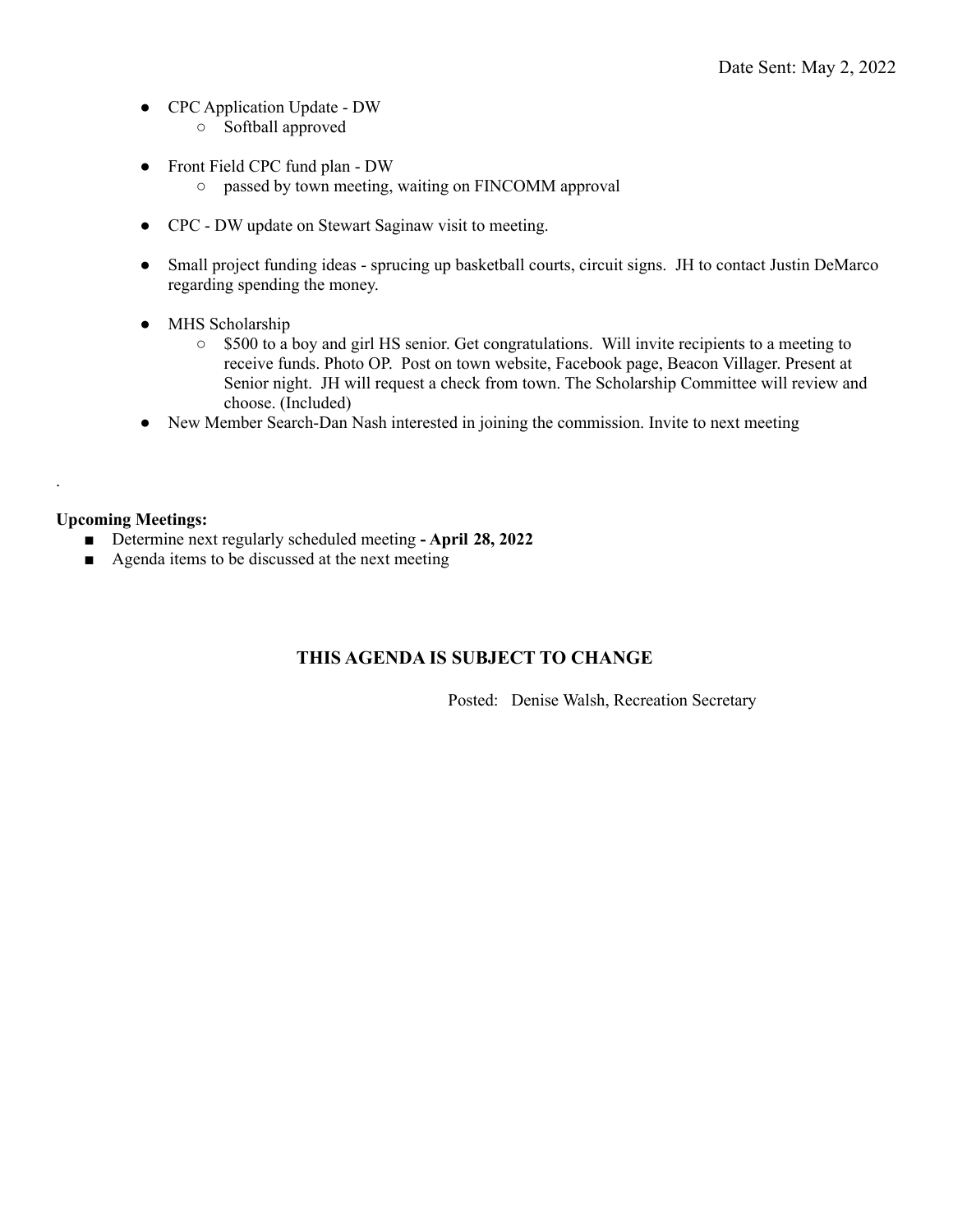Date Sent: May 2, 2022

- CPC Application Update - DW
  - Softball approved

- Front Field CPC fund plan - DW
  - passed by town meeting, waiting on FINCOMM approval

- CPC - DW update on Stewart Saginaw visit to meeting.

- Small project funding ideas - sprucing up basketball courts, circuit signs. JH to contact Justin DeMarco regarding spending the money.

- MHS Scholarship
  - $500 to a boy and girl HS senior. Get congratulations. Will invite recipients to a meeting to receive funds. Photo OP. Post on town website, Facebook page, Beacon Villager. Present at Senior night. JH will request a check from town. The Scholarship Committee will review and choose. (Included)
- New Member Search-Dan Nash interested in joining the commission. Invite to next meeting

.

**Upcoming Meetings:**

- Determine next regularly scheduled meeting **- April 28, 2022**
- Agenda items to be discussed at the next meeting

**THIS AGENDA IS SUBJECT TO CHANGE**

Posted: Denise Walsh, Recreation Secretary